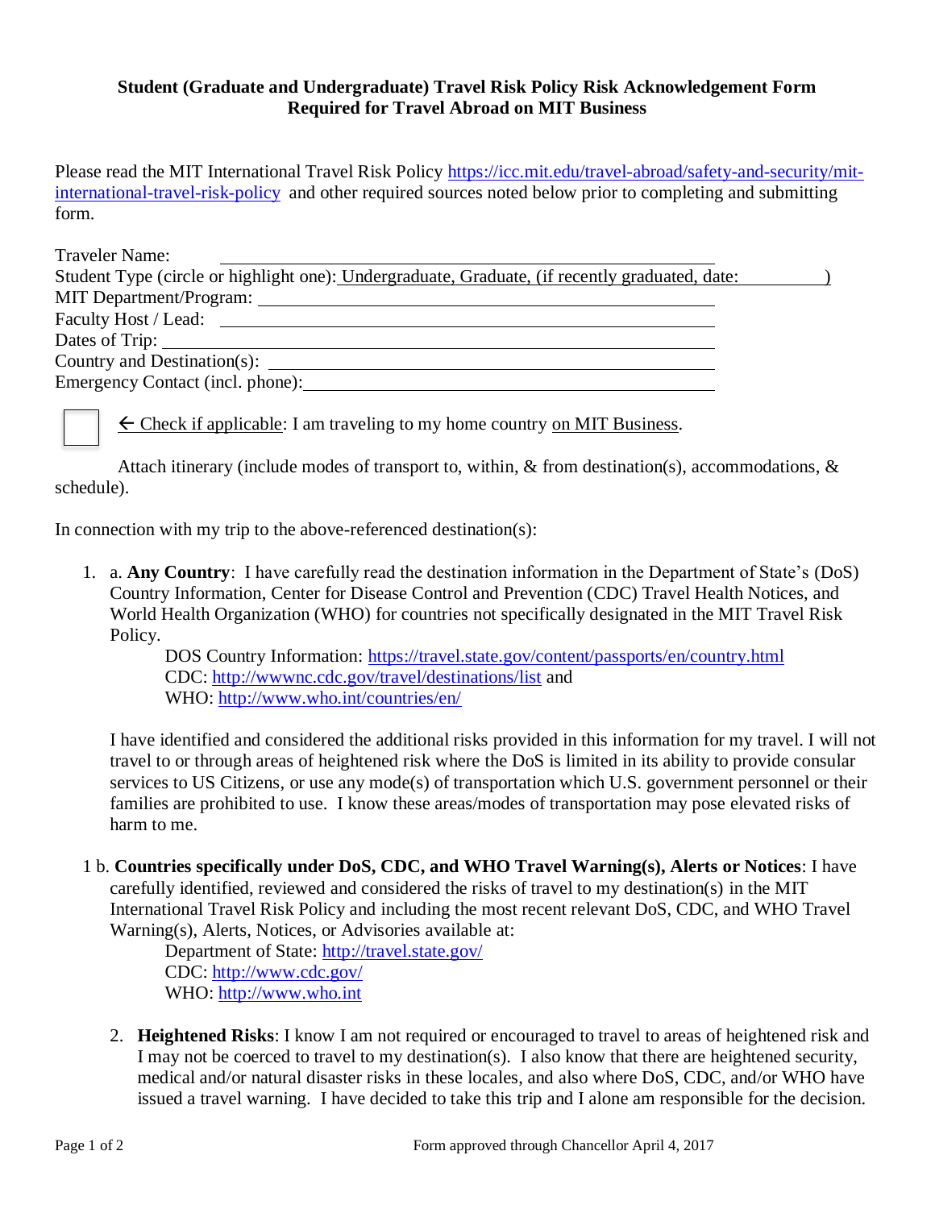## Student (Graduate and Undergraduate) Travel Risk Policy Risk Acknowledgement Form
## Required for Travel Abroad on MIT Business

Please read the MIT International Travel Risk Policy https://icc.mit.edu/travel-abroad/safety-and-security/mit-international-travel-risk-policy and other required sources noted below prior to completing and submitting form.

Traveler Name: ______________________________________________

Student Type (circle or highlight one): Undergraduate, Graduate, (if recently graduated, date: __________)

MIT Department/Program: ______________________________________________

Faculty Host / Lead: ______________________________________________

Dates of Trip: ______________________________________________

Country and Destination(s): ______________________________________________

Emergency Contact (incl. phone): ______________________________________________

☐ ← Check if applicable: I am traveling to my home country on MIT Business.

Attach itinerary (include modes of transport to, within, & from destination(s), accommodations, & schedule).

In connection with my trip to the above-referenced destination(s):

1. a. **Any Country**: I have carefully read the destination information in the Department of State's (DoS) Country Information, Center for Disease Control and Prevention (CDC) Travel Health Notices, and World Health Organization (WHO) for countries not specifically designated in the MIT Travel Risk Policy.

   DOS Country Information: https://travel.state.gov/content/passports/en/country.html
   CDC: http://wwwnc.cdc.gov/travel/destinations/list and
   WHO: http://www.who.int/countries/en/

   I have identified and considered the additional risks provided in this information for my travel. I will not travel to or through areas of heightened risk where the DoS is limited in its ability to provide consular services to US Citizens, or use any mode(s) of transportation which U.S. government personnel or their families are prohibited to use. I know these areas/modes of transportation may pose elevated risks of harm to me.

1 b. **Countries specifically under DoS, CDC, and WHO Travel Warning(s), Alerts or Notices**: I have carefully identified, reviewed and considered the risks of travel to my destination(s) in the MIT International Travel Risk Policy and including the most recent relevant DoS, CDC, and WHO Travel Warning(s), Alerts, Notices, or Advisories available at:

   Department of State: http://travel.state.gov/
   CDC: http://www.cdc.gov/
   WHO: http://www.who.int

2. **Heightened Risks**: I know I am not required or encouraged to travel to areas of heightened risk and I may not be coerced to travel to my destination(s). I also know that there are heightened security, medical and/or natural disaster risks in these locales, and also where DoS, CDC, and/or WHO have issued a travel warning. I have decided to take this trip and I alone am responsible for the decision.

Form approved through Chancellor April 4, 2017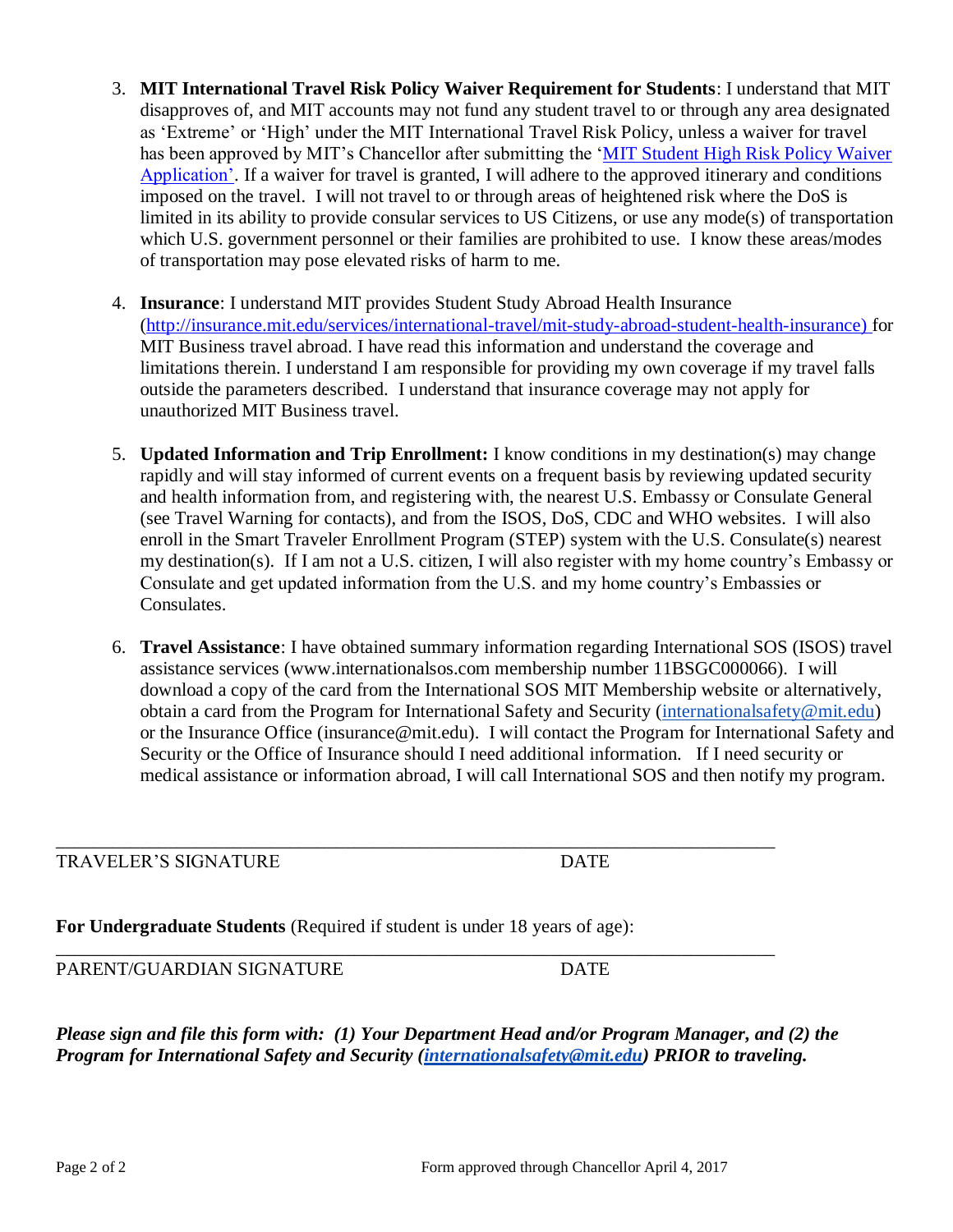3. **MIT International Travel Risk Policy Waiver Requirement for Students**: I understand that MIT disapproves of, and MIT accounts may not fund any student travel to or through any area designated as 'Extreme' or 'High' under the MIT International Travel Risk Policy, unless a waiver for travel has been approved by MIT's Chancellor after submitting the 'MIT Student High Risk Policy Waiver Application'. If a waiver for travel is granted, I will adhere to the approved itinerary and conditions imposed on the travel. I will not travel to or through areas of heightened risk where the DoS is limited in its ability to provide consular services to US Citizens, or use any mode(s) of transportation which U.S. government personnel or their families are prohibited to use. I know these areas/modes of transportation may pose elevated risks of harm to me.

4. **Insurance**: I understand MIT provides Student Study Abroad Health Insurance (http://insurance.mit.edu/services/international-travel/mit-study-abroad-student-health-insurance) for MIT Business travel abroad. I have read this information and understand the coverage and limitations therein. I understand I am responsible for providing my own coverage if my travel falls outside the parameters described. I understand that insurance coverage may not apply for unauthorized MIT Business travel.

5. **Updated Information and Trip Enrollment:** I know conditions in my destination(s) may change rapidly and will stay informed of current events on a frequent basis by reviewing updated security and health information from, and registering with, the nearest U.S. Embassy or Consulate General (see Travel Warning for contacts), and from the ISOS, DoS, CDC and WHO websites. I will also enroll in the Smart Traveler Enrollment Program (STEP) system with the U.S. Consulate(s) nearest my destination(s). If I am not a U.S. citizen, I will also register with my home country's Embassy or Consulate and get updated information from the U.S. and my home country's Embassies or Consulates.

6. **Travel Assistance**: I have obtained summary information regarding International SOS (ISOS) travel assistance services (www.internationalsos.com membership number 11BSGC000066). I will download a copy of the card from the International SOS MIT Membership website or alternatively, obtain a card from the Program for International Safety and Security (internationalsafety@mit.edu) or the Insurance Office (insurance@mit.edu). I will contact the Program for International Safety and Security or the Office of Insurance should I need additional information. If I need security or medical assistance or information abroad, I will call International SOS and then notify my program.

\_\_\_\_\_\_\_\_\_\_\_\_\_\_\_\_\_\_\_\_\_\_\_\_\_\_\_\_\_\_\_\_\_\_\_\_\_\_\_\_\_\_\_\_\_\_\_\_\_\_\_\_\_\_\_\_\_\_\_\_\_\_\_\_\_\_\_\_\_\_\_\_

TRAVELER'S SIGNATURE DATE

**For Undergraduate Students** (Required if student is under 18 years of age):

\_\_\_\_\_\_\_\_\_\_\_\_\_\_\_\_\_\_\_\_\_\_\_\_\_\_\_\_\_\_\_\_\_\_\_\_\_\_\_\_\_\_\_\_\_\_\_\_\_\_\_\_\_\_\_\_\_\_\_\_\_\_\_\_\_\_\_\_\_\_\_\_

PARENT/GUARDIAN SIGNATURE DATE

***Please sign and file this form with: (1) Your Department Head and/or Program Manager, and (2) the Program for International Safety and Security (internationalsafety@mit.edu) PRIOR to traveling.***

Form approved through Chancellor April 4, 2017